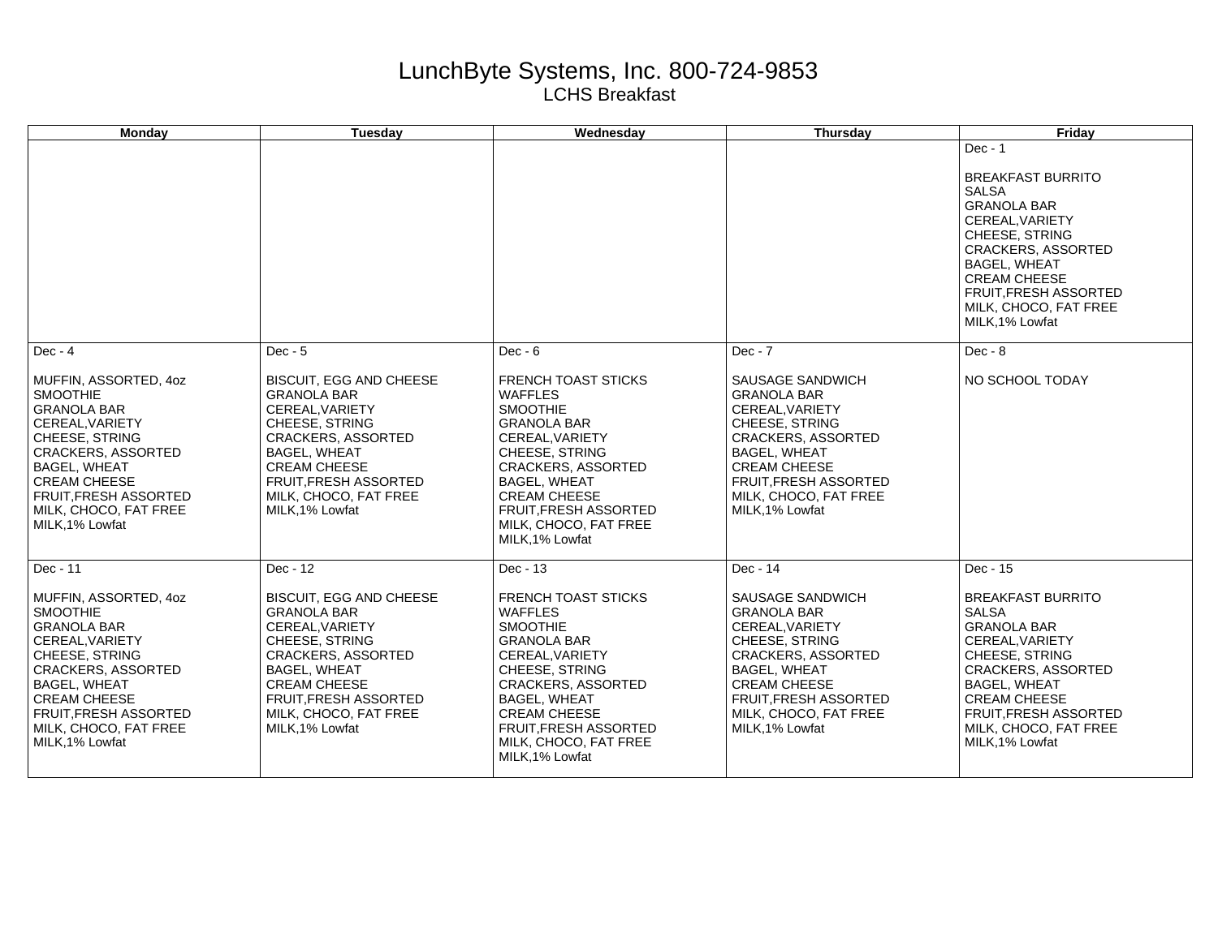# LunchByte Systems, Inc. 800-724-9853

## LCHS Breakfast

| Monday | Tuesday | Wednesday | Thursday | Friday |
|---|---|---|---|---|
| | | | | Dec - 1<br><br>BREAKFAST BURRITO<br>SALSA<br>GRANOLA BAR<br>CEREAL,VARIETY<br>CHEESE, STRING<br>CRACKERS, ASSORTED<br>BAGEL, WHEAT<br>CREAM CHEESE<br>FRUIT,FRESH ASSORTED<br>MILK, CHOCO, FAT FREE<br>MILK,1% Lowfat |
| Dec - 4<br><br>MUFFIN, ASSORTED, 4oz<br>SMOOTHIE<br>GRANOLA BAR<br>CEREAL,VARIETY<br>CHEESE, STRING<br>CRACKERS, ASSORTED<br>BAGEL, WHEAT<br>CREAM CHEESE<br>FRUIT,FRESH ASSORTED<br>MILK, CHOCO, FAT FREE<br>MILK,1% Lowfat | Dec - 5<br><br>BISCUIT, EGG AND CHEESE<br>GRANOLA BAR<br>CEREAL,VARIETY<br>CHEESE, STRING<br>CRACKERS, ASSORTED<br>BAGEL, WHEAT<br>CREAM CHEESE<br>FRUIT,FRESH ASSORTED<br>MILK, CHOCO, FAT FREE<br>MILK,1% Lowfat | Dec - 6<br><br>FRENCH TOAST STICKS<br>WAFFLES<br>SMOOTHIE<br>GRANOLA BAR<br>CEREAL,VARIETY<br>CHEESE, STRING<br>CRACKERS, ASSORTED<br>BAGEL, WHEAT<br>CREAM CHEESE<br>FRUIT,FRESH ASSORTED<br>MILK, CHOCO, FAT FREE<br>MILK,1% Lowfat | Dec - 7<br><br>SAUSAGE SANDWICH<br>GRANOLA BAR<br>CEREAL,VARIETY<br>CHEESE, STRING<br>CRACKERS, ASSORTED<br>BAGEL, WHEAT<br>CREAM CHEESE<br>FRUIT,FRESH ASSORTED<br>MILK, CHOCO, FAT FREE<br>MILK,1% Lowfat | Dec - 8<br><br>NO SCHOOL TODAY |
| Dec - 11<br><br>MUFFIN, ASSORTED, 4oz<br>SMOOTHIE<br>GRANOLA BAR<br>CEREAL,VARIETY<br>CHEESE, STRING<br>CRACKERS, ASSORTED<br>BAGEL, WHEAT<br>CREAM CHEESE<br>FRUIT,FRESH ASSORTED<br>MILK, CHOCO, FAT FREE<br>MILK,1% Lowfat | Dec - 12<br><br>BISCUIT, EGG AND CHEESE<br>GRANOLA BAR<br>CEREAL,VARIETY<br>CHEESE, STRING<br>CRACKERS, ASSORTED<br>BAGEL, WHEAT<br>CREAM CHEESE<br>FRUIT,FRESH ASSORTED<br>MILK, CHOCO, FAT FREE<br>MILK,1% Lowfat | Dec - 13<br><br>FRENCH TOAST STICKS<br>WAFFLES<br>SMOOTHIE<br>GRANOLA BAR<br>CEREAL,VARIETY<br>CHEESE, STRING<br>CRACKERS, ASSORTED<br>BAGEL, WHEAT<br>CREAM CHEESE<br>FRUIT,FRESH ASSORTED<br>MILK, CHOCO, FAT FREE<br>MILK,1% Lowfat | Dec - 14<br><br>SAUSAGE SANDWICH<br>GRANOLA BAR<br>CEREAL,VARIETY<br>CHEESE, STRING<br>CRACKERS, ASSORTED<br>BAGEL, WHEAT<br>CREAM CHEESE<br>FRUIT,FRESH ASSORTED<br>MILK, CHOCO, FAT FREE<br>MILK,1% Lowfat | Dec - 15<br><br>BREAKFAST BURRITO<br>SALSA<br>GRANOLA BAR<br>CEREAL,VARIETY<br>CHEESE, STRING<br>CRACKERS, ASSORTED<br>BAGEL, WHEAT<br>CREAM CHEESE<br>FRUIT,FRESH ASSORTED<br>MILK, CHOCO, FAT FREE<br>MILK,1% Lowfat |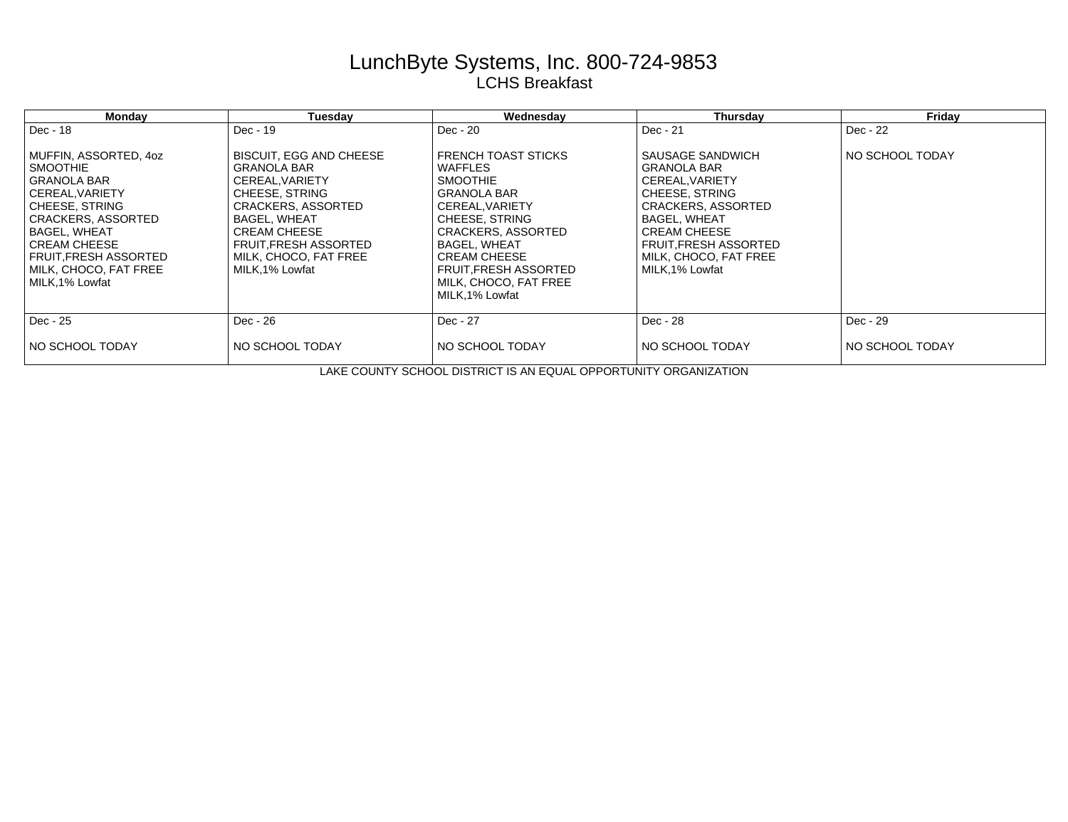# LunchByte Systems, Inc. 800-724-9853

## LCHS Breakfast

| Monday | Tuesday | Wednesday | Thursday | Friday |
|---|---|---|---|---|
| Dec - 18<br><br>MUFFIN, ASSORTED, 4oz<br>SMOOTHIE<br>GRANOLA BAR<br>CEREAL,VARIETY<br>CHEESE, STRING<br>CRACKERS, ASSORTED<br>BAGEL, WHEAT<br>CREAM CHEESE<br>FRUIT,FRESH ASSORTED<br>MILK, CHOCO, FAT FREE<br>MILK,1% Lowfat | Dec - 19<br><br>BISCUIT, EGG AND CHEESE<br>GRANOLA BAR<br>CEREAL,VARIETY<br>CHEESE, STRING<br>CRACKERS, ASSORTED<br>BAGEL, WHEAT<br>CREAM CHEESE<br>FRUIT,FRESH ASSORTED<br>MILK, CHOCO, FAT FREE<br>MILK,1% Lowfat | Dec - 20<br><br>FRENCH TOAST STICKS<br>WAFFLES<br>SMOOTHIE<br>GRANOLA BAR<br>CEREAL,VARIETY<br>CHEESE, STRING<br>CRACKERS, ASSORTED<br>BAGEL, WHEAT<br>CREAM CHEESE<br>FRUIT,FRESH ASSORTED<br>MILK, CHOCO, FAT FREE<br>MILK,1% Lowfat | Dec - 21<br><br>SAUSAGE SANDWICH<br>GRANOLA BAR<br>CEREAL,VARIETY<br>CHEESE, STRING<br>CRACKERS, ASSORTED<br>BAGEL, WHEAT<br>CREAM CHEESE<br>FRUIT,FRESH ASSORTED<br>MILK, CHOCO, FAT FREE<br>MILK,1% Lowfat | Dec - 22<br><br>NO SCHOOL TODAY |
| Dec - 25<br><br>NO SCHOOL TODAY | Dec - 26<br><br>NO SCHOOL TODAY | Dec - 27<br><br>NO SCHOOL TODAY | Dec - 28<br><br>NO SCHOOL TODAY | Dec - 29<br><br>NO SCHOOL TODAY |

LAKE COUNTY SCHOOL DISTRICT IS AN EQUAL OPPORTUNITY ORGANIZATION